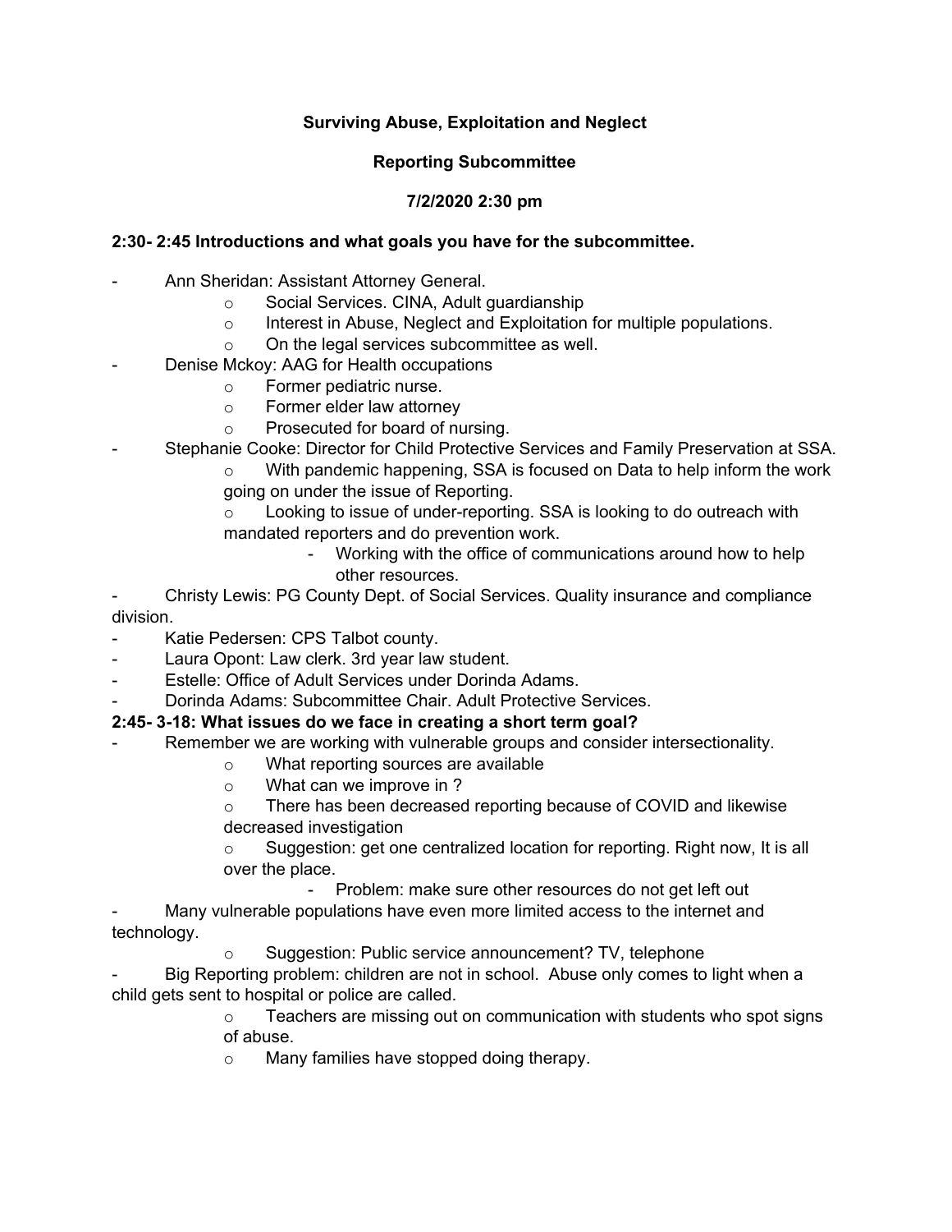**Surviving Abuse, Exploitation and Neglect**

**Reporting Subcommittee**

**7/2/2020 2:30 pm**

**2:30- 2:45 Introductions and what goals you have for the subcommittee.**

- Ann Sheridan: Assistant Attorney General.
  - Social Services. CINA, Adult guardianship
  - Interest in Abuse, Neglect and Exploitation for multiple populations.
  - On the legal services subcommittee as well.
- Denise Mckoy: AAG for Health occupations
  - Former pediatric nurse.
  - Former elder law attorney
  - Prosecuted for board of nursing.
- Stephanie Cooke: Director for Child Protective Services and Family Preservation at SSA.
  - With pandemic happening, SSA is focused on Data to help inform the work going on under the issue of Reporting.
  - Looking to issue of under-reporting. SSA is looking to do outreach with mandated reporters and do prevention work.
    - Working with the office of communications around how to help other resources.
- Christy Lewis: PG County Dept. of Social Services. Quality insurance and compliance division.
- Katie Pedersen: CPS Talbot county.
- Laura Opont: Law clerk. 3rd year law student.
- Estelle: Office of Adult Services under Dorinda Adams.
- Dorinda Adams: Subcommittee Chair. Adult Protective Services.

**2:45- 3-18: What issues do we face in creating a short term goal?**

- Remember we are working with vulnerable groups and consider intersectionality.
  - What reporting sources are available
  - What can we improve in ?
  - There has been decreased reporting because of COVID and likewise decreased investigation
  - Suggestion: get one centralized location for reporting. Right now, It is all over the place.
    - Problem: make sure other resources do not get left out
- Many vulnerable populations have even more limited access to the internet and technology.
  - Suggestion: Public service announcement? TV, telephone
- Big Reporting problem: children are not in school. Abuse only comes to light when a child gets sent to hospital or police are called.
  - Teachers are missing out on communication with students who spot signs of abuse.
  - Many families have stopped doing therapy.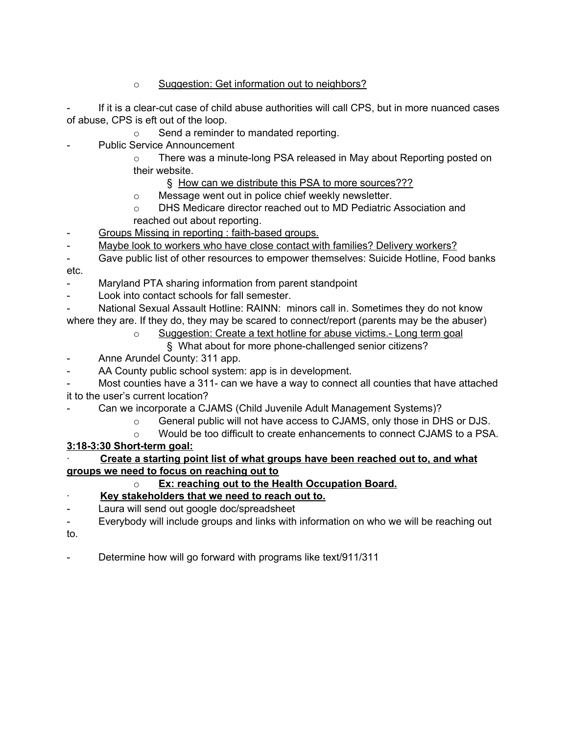- <u>Suggestion: Get information out to neighbors?</u>

- If it is a clear-cut case of child abuse authorities will call CPS, but in more nuanced cases of abuse, CPS is eft out of the loop.
  - Send a reminder to mandated reporting.
- Public Service Announcement
  - There was a minute-long PSA released in May about Reporting posted on their website.
    - <u>How can we distribute this PSA to more sources???</u>
  - Message went out in police chief weekly newsletter.
  - DHS Medicare director reached out to MD Pediatric Association and reached out about reporting.
- <u>Groups Missing in reporting : faith-based groups.</u>
- <u>Maybe look to workers who have close contact with families? Delivery workers?</u>
- Gave public list of other resources to empower themselves: Suicide Hotline, Food banks etc.
- Maryland PTA sharing information from parent standpoint
- Look into contact schools for fall semester.
- National Sexual Assault Hotline: RAINN: minors call in. Sometimes they do not know where they are. If they do, they may be scared to connect/report (parents may be the abuser)
  - <u>Suggestion: Create a text hotline for abuse victims.- Long term goal</u>
    - What about for more phone-challenged senior citizens?
- Anne Arundel County: 311 app.
- AA County public school system: app is in development.
- Most counties have a 311- can we have a way to connect all counties that have attached it to the user's current location?
- Can we incorporate a CJAMS (Child Juvenile Adult Management Systems)?
  - General public will not have access to CJAMS, only those in DHS or DJS.
  - Would be too difficult to create enhancements to connect CJAMS to a PSA.

**<u>3:18-3:30 Short-term goal:</u>**

- **<u>Create a starting point list of what groups have been reached out to, and what groups we need to focus on reaching out to</u>**
  - **<u>Ex: reaching out to the Health Occupation Board.</u>**
- **<u>Key stakeholders that we need to reach out to.</u>**

- Laura will send out google doc/spreadsheet
- Everybody will include groups and links with information on who we will be reaching out to.

- Determine how will go forward with programs like text/911/311